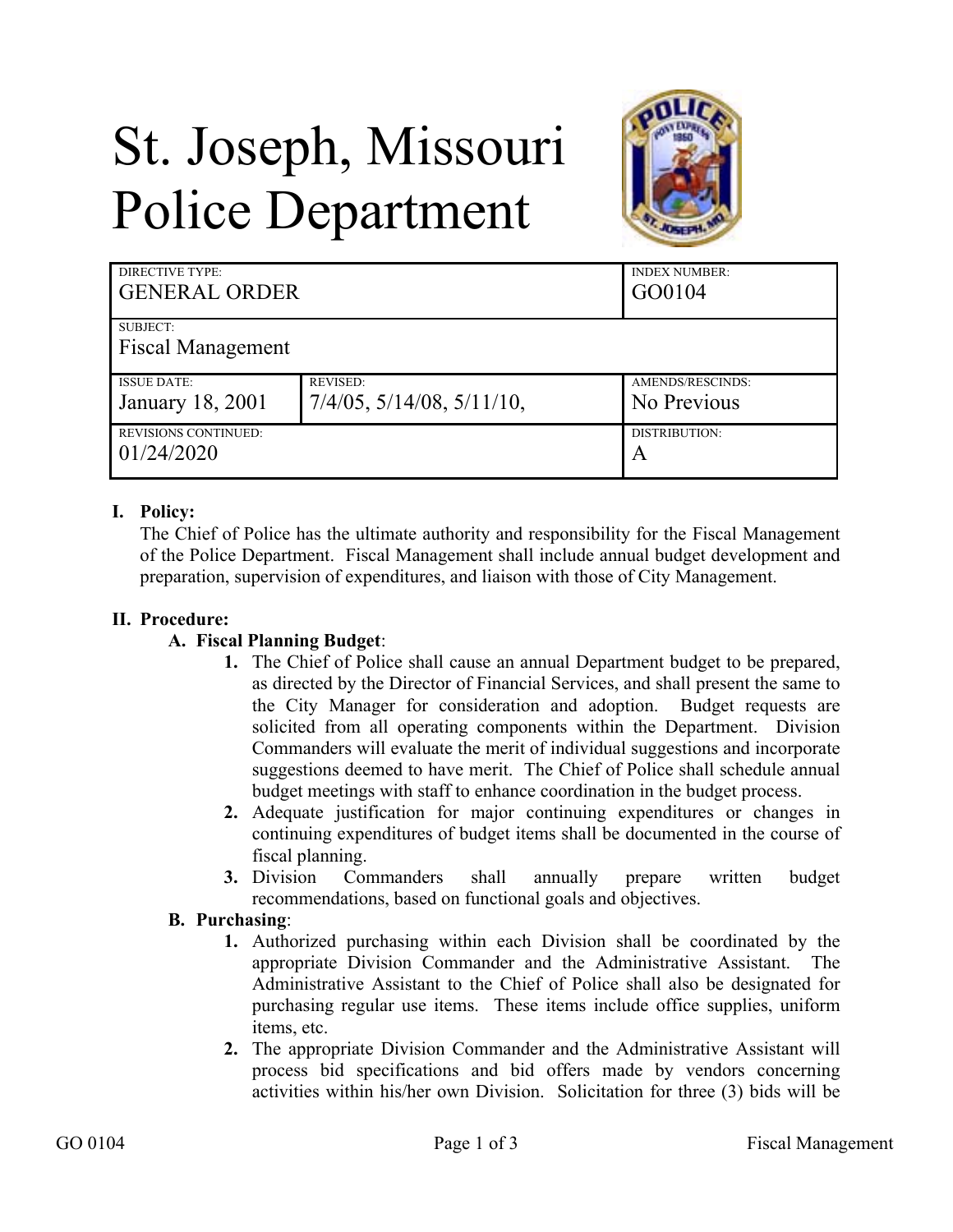# St. Joseph, Missouri Police Department

| DIRECTIVE TYPE: GENERAL ORDER | | INDEX NUMBER: GO0104 |
|---|---|---|
| SUBJECT: Fiscal Management | | |
| ISSUE DATE: January 18, 2001 | REVISED: 7/4/05, 5/14/08, 5/11/10, | AMENDS/RESCINDS: No Previous |
| REVISIONS CONTINUED: 01/24/2020 | | DISTRIBUTION: A |

## I. Policy:

The Chief of Police has the ultimate authority and responsibility for the Fiscal Management of the Police Department. Fiscal Management shall include annual budget development and preparation, supervision of expenditures, and liaison with those of City Management.

## II. Procedure:

### A. Fiscal Planning Budget:

1. The Chief of Police shall cause an annual Department budget to be prepared, as directed by the Director of Financial Services, and shall present the same to the City Manager for consideration and adoption. Budget requests are solicited from all operating components within the Department. Division Commanders will evaluate the merit of individual suggestions and incorporate suggestions deemed to have merit. The Chief of Police shall schedule annual budget meetings with staff to enhance coordination in the budget process.
2. Adequate justification for major continuing expenditures or changes in continuing expenditures of budget items shall be documented in the course of fiscal planning.
3. Division Commanders shall annually prepare written budget recommendations, based on functional goals and objectives.

### B. Purchasing:

1. Authorized purchasing within each Division shall be coordinated by the appropriate Division Commander and the Administrative Assistant. The Administrative Assistant to the Chief of Police shall also be designated for purchasing regular use items. These items include office supplies, uniform items, etc.
2. The appropriate Division Commander and the Administrative Assistant will process bid specifications and bid offers made by vendors concerning activities within his/her own Division. Solicitation for three (3) bids will be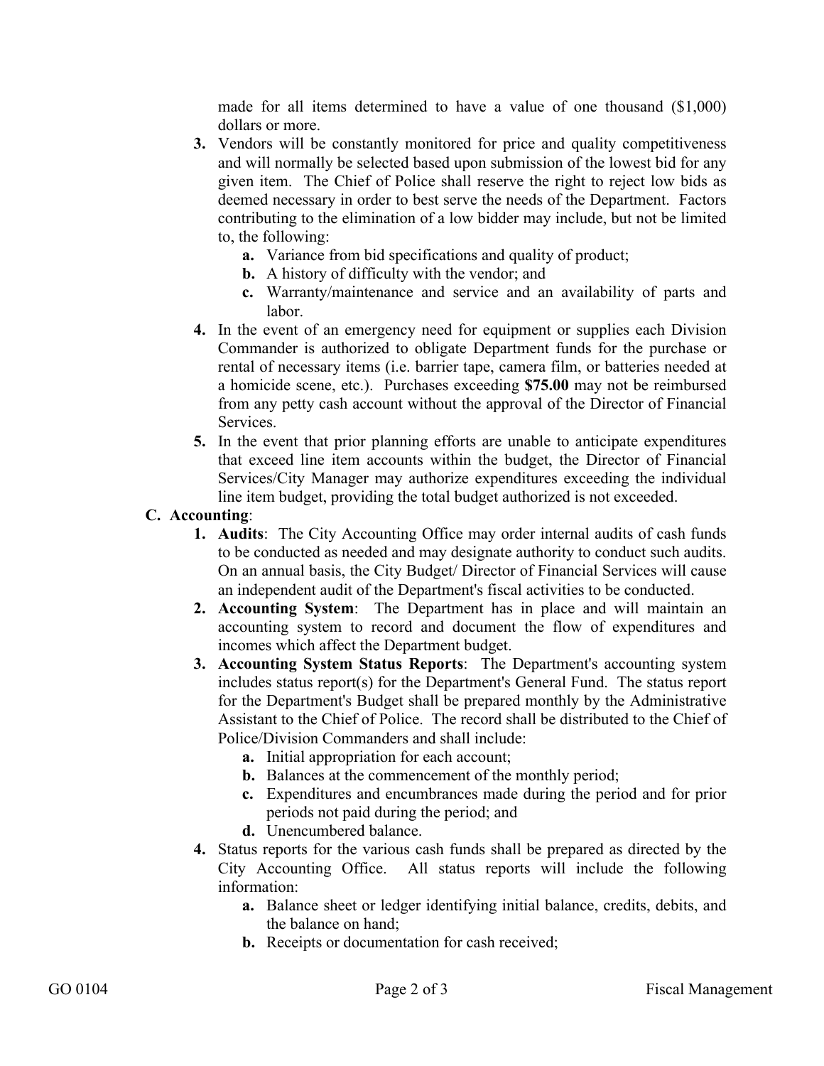made for all items determined to have a value of one thousand ($1,000) dollars or more.

3. Vendors will be constantly monitored for price and quality competitiveness and will normally be selected based upon submission of the lowest bid for any given item. The Chief of Police shall reserve the right to reject low bids as deemed necessary in order to best serve the needs of the Department. Factors contributing to the elimination of a low bidder may include, but not be limited to, the following:
   - **a.** Variance from bid specifications and quality of product;
   - **b.** A history of difficulty with the vendor; and
   - **c.** Warranty/maintenance and service and an availability of parts and labor.
4. In the event of an emergency need for equipment or supplies each Division Commander is authorized to obligate Department funds for the purchase or rental of necessary items (i.e. barrier tape, camera film, or batteries needed at a homicide scene, etc.). Purchases exceeding **$75.00** may not be reimbursed from any petty cash account without the approval of the Director of Financial Services.
5. In the event that prior planning efforts are unable to anticipate expenditures that exceed line item accounts within the budget, the Director of Financial Services/City Manager may authorize expenditures exceeding the individual line item budget, providing the total budget authorized is not exceeded.

**C. Accounting**:

1. **Audits**: The City Accounting Office may order internal audits of cash funds to be conducted as needed and may designate authority to conduct such audits. On an annual basis, the City Budget/ Director of Financial Services will cause an independent audit of the Department's fiscal activities to be conducted.
2. **Accounting System**: The Department has in place and will maintain an accounting system to record and document the flow of expenditures and incomes which affect the Department budget.
3. **Accounting System Status Reports**: The Department's accounting system includes status report(s) for the Department's General Fund. The status report for the Department's Budget shall be prepared monthly by the Administrative Assistant to the Chief of Police. The record shall be distributed to the Chief of Police/Division Commanders and shall include:
   - **a.** Initial appropriation for each account;
   - **b.** Balances at the commencement of the monthly period;
   - **c.** Expenditures and encumbrances made during the period and for prior periods not paid during the period; and
   - **d.** Unencumbered balance.
4. Status reports for the various cash funds shall be prepared as directed by the City Accounting Office. All status reports will include the following information:
   - **a.** Balance sheet or ledger identifying initial balance, credits, debits, and the balance on hand;
   - **b.** Receipts or documentation for cash received;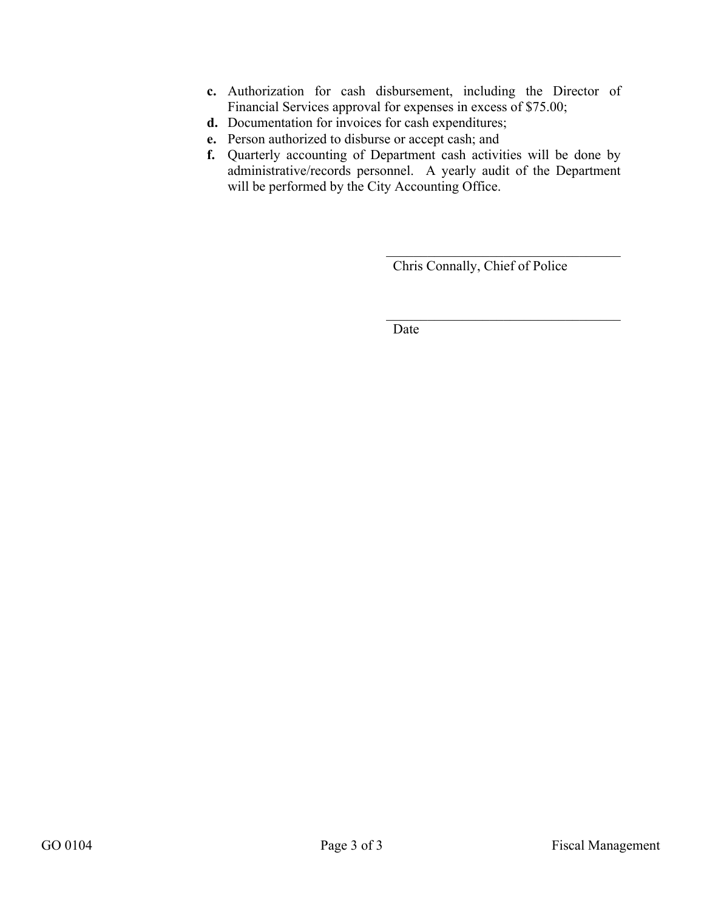**c.** Authorization for cash disbursement, including the Director of Financial Services approval for expenses in excess of $75.00;

**d.** Documentation for invoices for cash expenditures;

**e.** Person authorized to disburse or accept cash; and

**f.** Quarterly accounting of Department cash activities will be done by administrative/records personnel. A yearly audit of the Department will be performed by the City Accounting Office.

\_\_\_\_\_\_\_\_\_\_\_\_\_\_\_\_\_\_\_\_\_\_\_\_\_\_\_\_\_\_\_\_\_\_\_\_

Chris Connally, Chief of Police

\_\_\_\_\_\_\_\_\_\_\_\_\_\_\_\_\_\_\_\_\_\_\_\_\_\_\_\_\_\_\_\_\_\_\_\_

Date